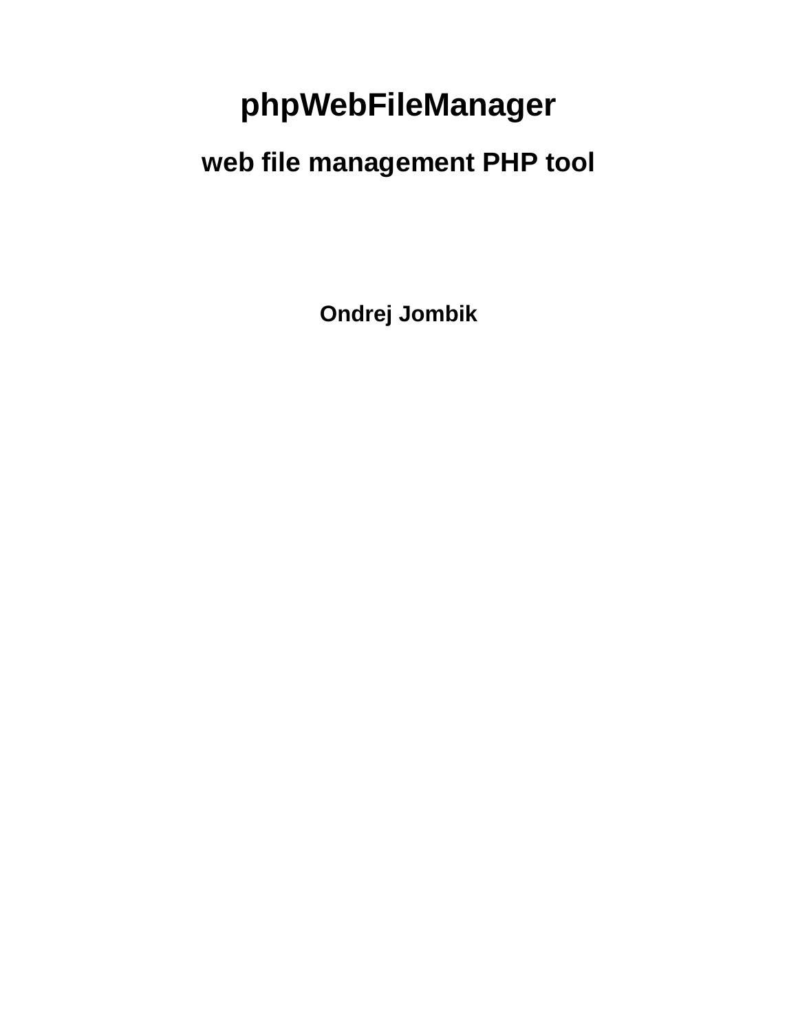# phpWebFileManager

## web file management PHP tool

**Ondrej Jombik**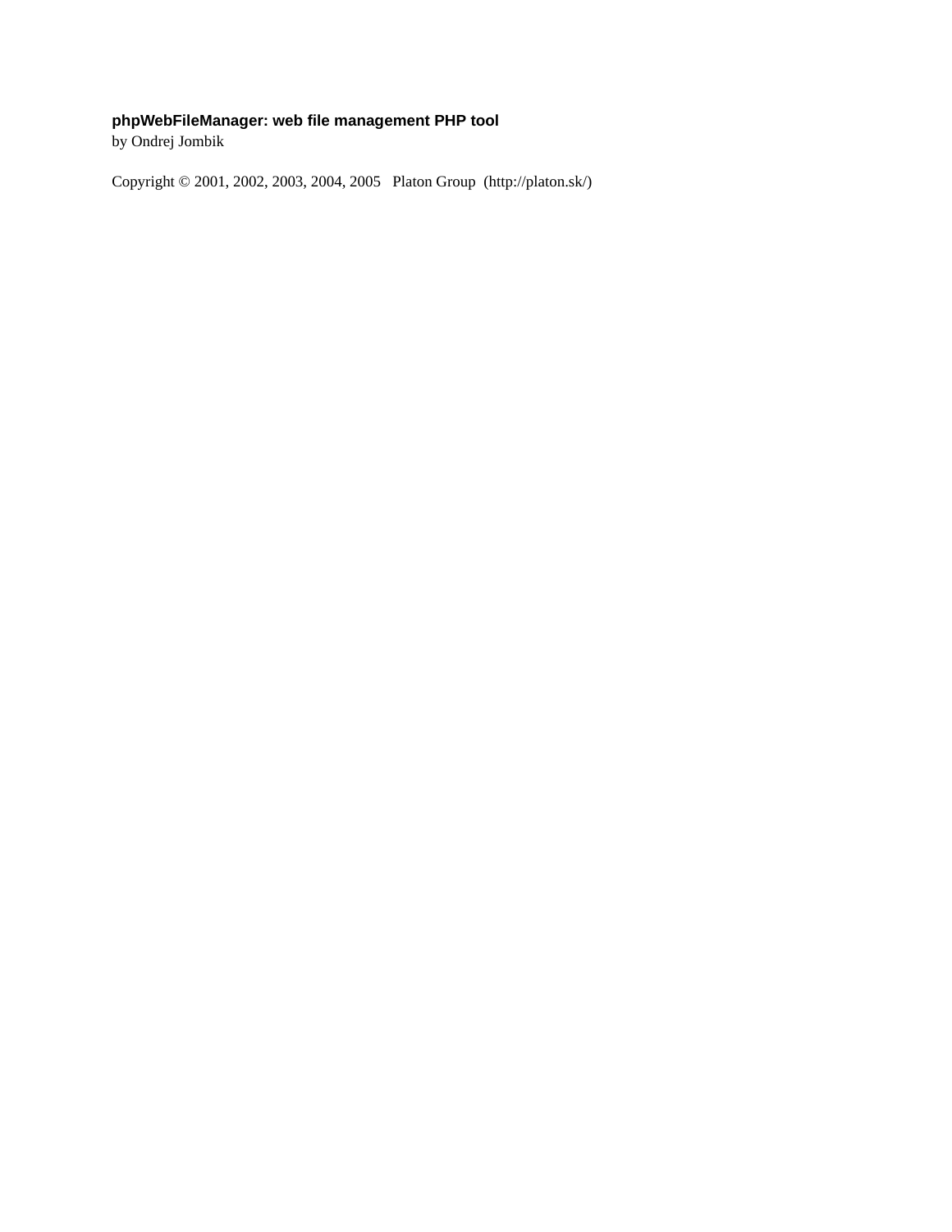**phpWebFileManager: web file management PHP tool**

by Ondrej Jombik

Copyright © 2001, 2002, 2003, 2004, 2005   Platon Group  (http://platon.sk/)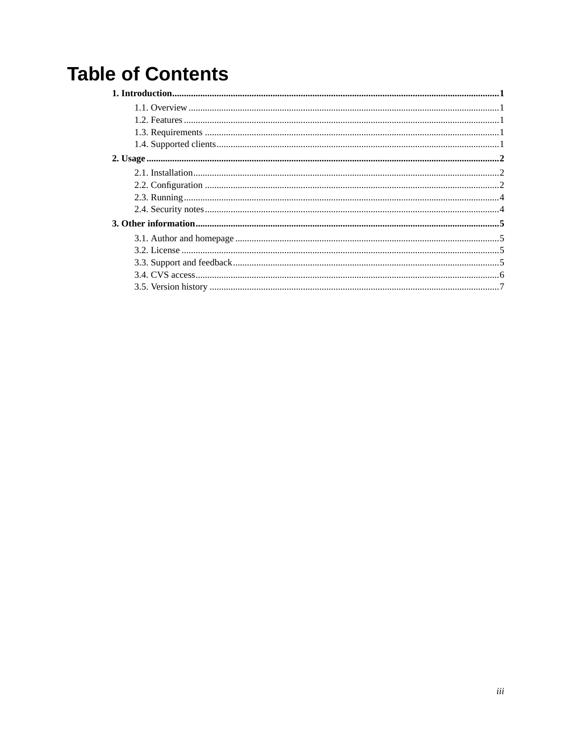# Table of Contents

**1. Introduction** ........................................................ **1**

- 1.1. Overview ........................................................ 1
- 1.2. Features ........................................................ 1
- 1.3. Requirements ........................................................ 1
- 1.4. Supported clients ........................................................ 1

**2. Usage** ........................................................ **2**

- 2.1. Installation ........................................................ 2
- 2.2. Configuration ........................................................ 2
- 2.3. Running ........................................................ 4
- 2.4. Security notes ........................................................ 4

**3. Other information** ........................................................ **5**

- 3.1. Author and homepage ........................................................ 5
- 3.2. License ........................................................ 5
- 3.3. Support and feedback ........................................................ 5
- 3.4. CVS access ........................................................ 6
- 3.5. Version history ........................................................ 7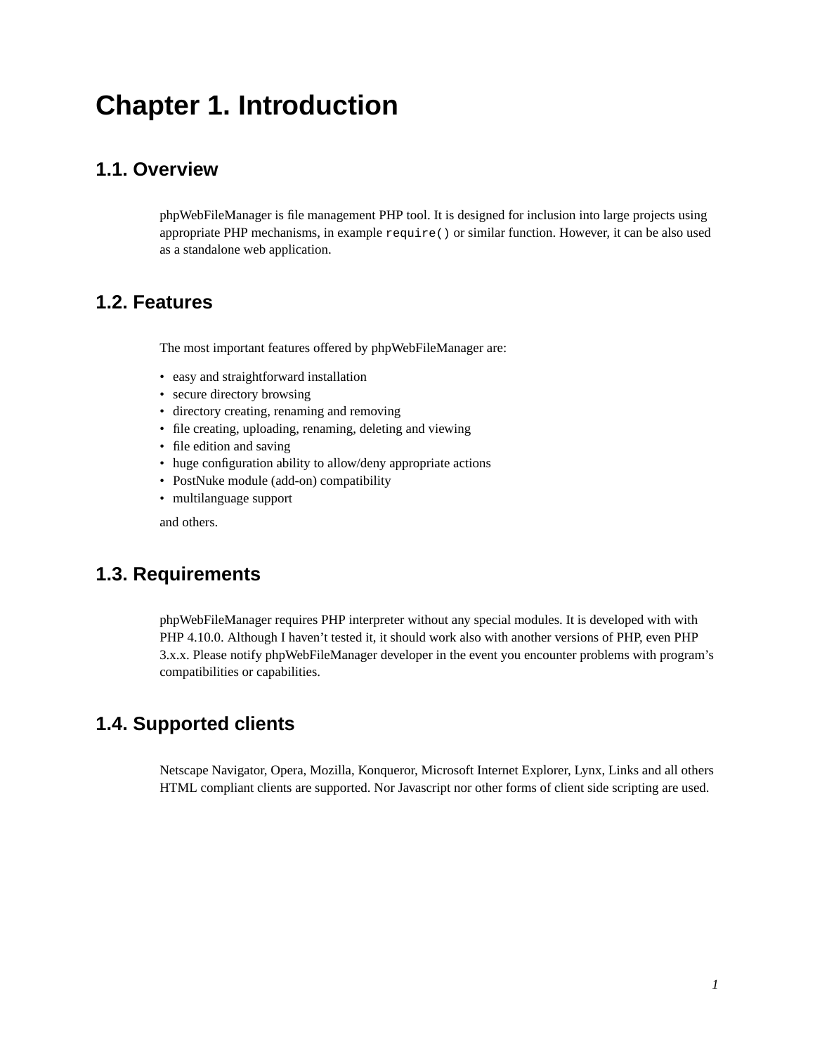# Chapter 1. Introduction

## 1.1. Overview

phpWebFileManager is file management PHP tool. It is designed for inclusion into large projects using appropriate PHP mechanisms, in example `require()` or similar function. However, it can be also used as a standalone web application.

## 1.2. Features

The most important features offered by phpWebFileManager are:

- easy and straightforward installation
- secure directory browsing
- directory creating, renaming and removing
- file creating, uploading, renaming, deleting and viewing
- file edition and saving
- huge configuration ability to allow/deny appropriate actions
- PostNuke module (add-on) compatibility
- multilanguage support

and others.

## 1.3. Requirements

phpWebFileManager requires PHP interpreter without any special modules. It is developed with with PHP 4.10.0. Although I haven't tested it, it should work also with another versions of PHP, even PHP 3.x.x. Please notify phpWebFileManager developer in the event you encounter problems with program's compatibilities or capabilities.

## 1.4. Supported clients

Netscape Navigator, Opera, Mozilla, Konqueror, Microsoft Internet Explorer, Lynx, Links and all others HTML compliant clients are supported. Nor Javascript nor other forms of client side scripting are used.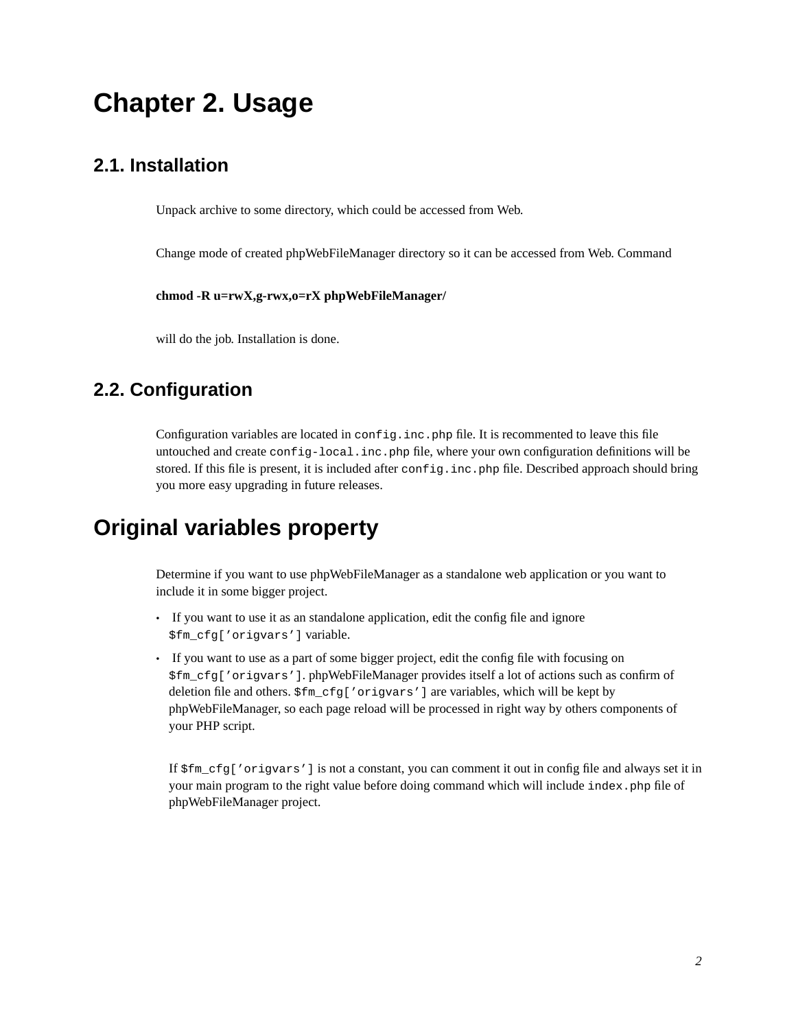# Chapter 2. Usage

## 2.1. Installation

Unpack archive to some directory, which could be accessed from Web.

Change mode of created phpWebFileManager directory so it can be accessed from Web. Command

**chmod -R u=rwX,g-rwx,o=rX phpWebFileManager/**

will do the job. Installation is done.

## 2.2. Configuration

Configuration variables are located in `config.inc.php` file. It is recommented to leave this file untouched and create `config-local.inc.php` file, where your own configuration definitions will be stored. If this file is present, it is included after `config.inc.php` file. Described approach should bring you more easy upgrading in future releases.

# Original variables property

Determine if you want to use phpWebFileManager as a standalone web application or you want to include it in some bigger project.

- If you want to use it as an standalone application, edit the config file and ignore `$fm_cfg['origvars']` variable.
- If you want to use as a part of some bigger project, edit the config file with focusing on `$fm_cfg['origvars']`. phpWebFileManager provides itself a lot of actions such as confirm of deletion file and others. `$fm_cfg['origvars']` are variables, which will be kept by phpWebFileManager, so each page reload will be processed in right way by others components of your PHP script.

  If `$fm_cfg['origvars']` is not a constant, you can comment it out in config file and always set it in your main program to the right value before doing command which will include `index.php` file of phpWebFileManager project.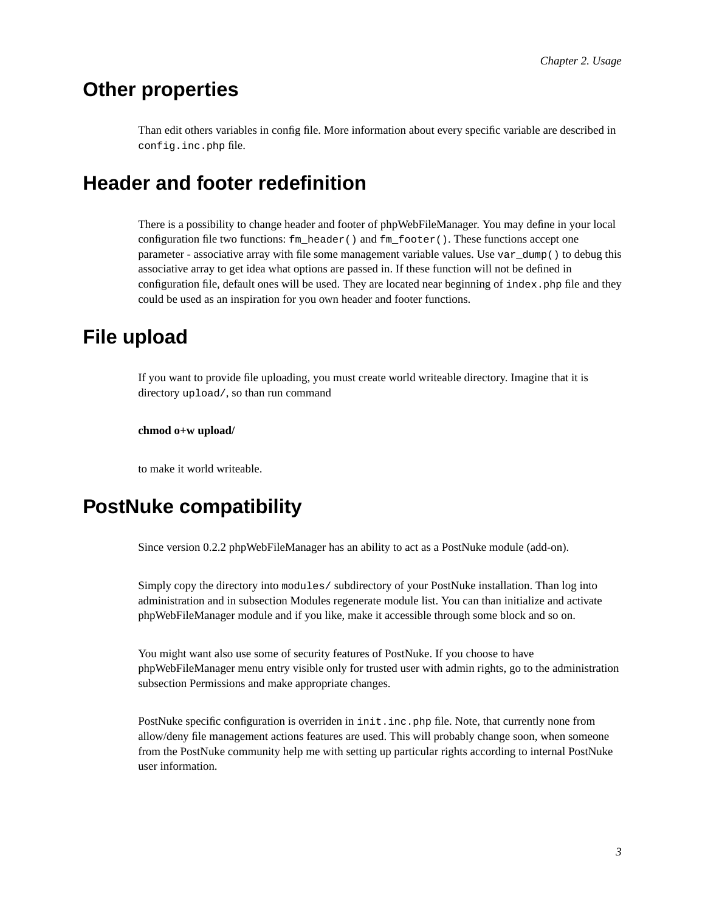## Other properties

Than edit others variables in config file. More information about every specific variable are described in `config.inc.php` file.

## Header and footer redefinition

There is a possibility to change header and footer of phpWebFileManager. You may define in your local configuration file two functions: `fm_header()` and `fm_footer()`. These functions accept one parameter - associative array with file some management variable values. Use `var_dump()` to debug this associative array to get idea what options are passed in. If these function will not be defined in configuration file, default ones will be used. They are located near beginning of `index.php` file and they could be used as an inspiration for you own header and footer functions.

## File upload

If you want to provide file uploading, you must create world writeable directory. Imagine that it is directory `upload/`, so than run command

**chmod o+w upload/**

to make it world writeable.

## PostNuke compatibility

Since version 0.2.2 phpWebFileManager has an ability to act as a PostNuke module (add-on).

Simply copy the directory into `modules/` subdirectory of your PostNuke installation. Than log into administration and in subsection Modules regenerate module list. You can than initialize and activate phpWebFileManager module and if you like, make it accessible through some block and so on.

You might want also use some of security features of PostNuke. If you choose to have phpWebFileManager menu entry visible only for trusted user with admin rights, go to the administration subsection Permissions and make appropriate changes.

PostNuke specific configuration is overriden in `init.inc.php` file. Note, that currently none from allow/deny file management actions features are used. This will probably change soon, when someone from the PostNuke community help me with setting up particular rights according to internal PostNuke user information.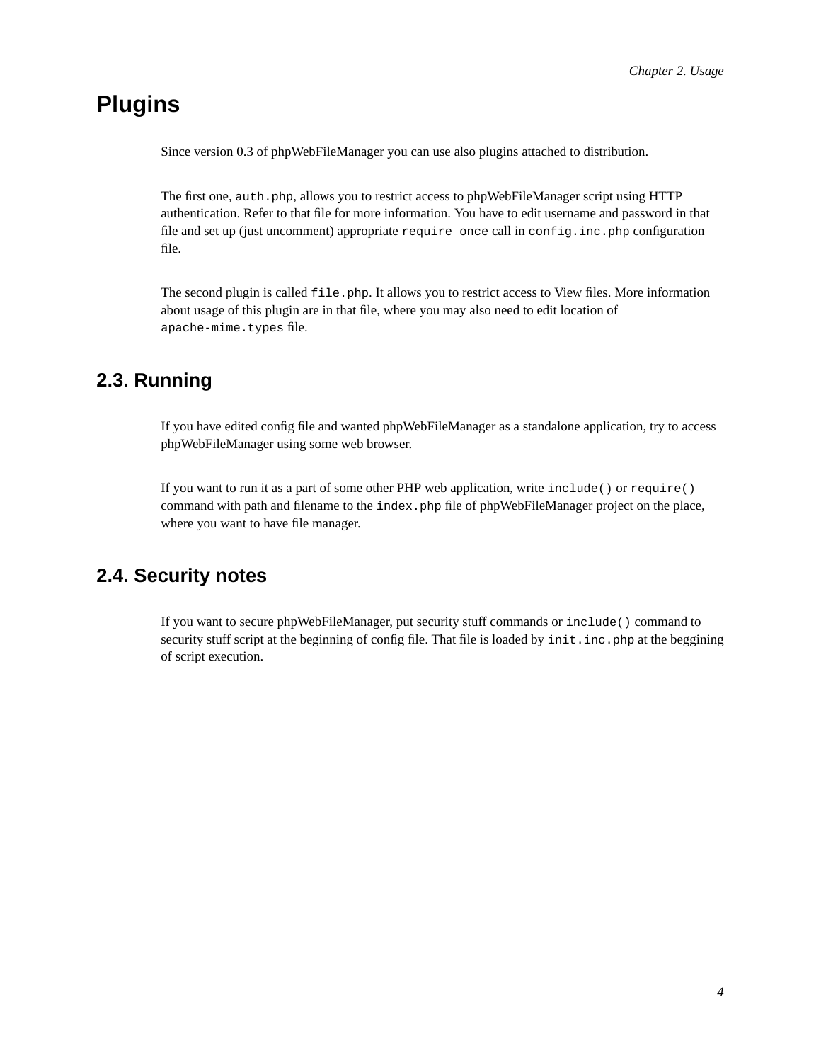## Plugins

Since version 0.3 of phpWebFileManager you can use also plugins attached to distribution.

The first one, `auth.php`, allows you to restrict access to phpWebFileManager script using HTTP authentication. Refer to that file for more information. You have to edit username and password in that file and set up (just uncomment) appropriate `require_once` call in `config.inc.php` configuration file.

The second plugin is called `file.php`. It allows you to restrict access to View files. More information about usage of this plugin are in that file, where you may also need to edit location of `apache-mime.types` file.

## 2.3. Running

If you have edited config file and wanted phpWebFileManager as a standalone application, try to access phpWebFileManager using some web browser.

If you want to run it as a part of some other PHP web application, write `include()` or `require()` command with path and filename to the `index.php` file of phpWebFileManager project on the place, where you want to have file manager.

## 2.4. Security notes

If you want to secure phpWebFileManager, put security stuff commands or `include()` command to security stuff script at the beginning of config file. That file is loaded by `init.inc.php` at the beggining of script execution.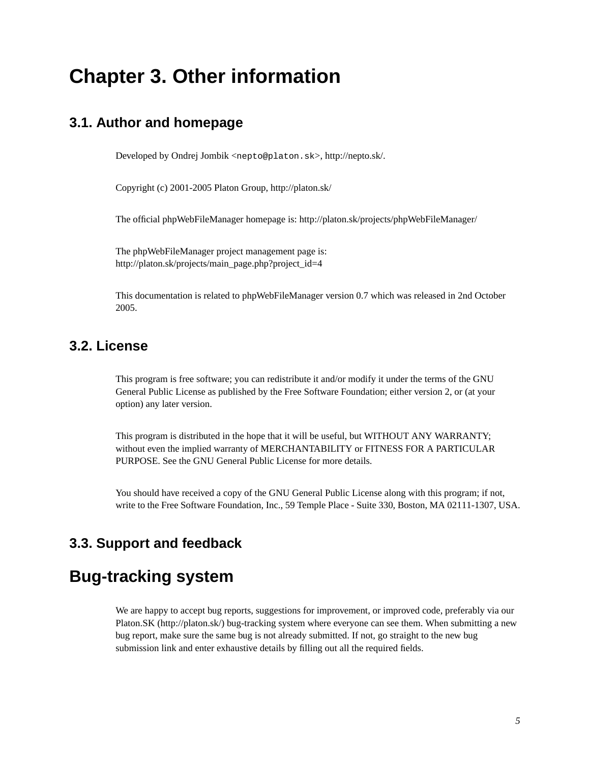# Chapter 3. Other information

## 3.1. Author and homepage

Developed by Ondrej Jombik <`nepto@platon.sk`>, http://nepto.sk/.

Copyright (c) 2001-2005 Platon Group, http://platon.sk/

The official phpWebFileManager homepage is: http://platon.sk/projects/phpWebFileManager/

The phpWebFileManager project management page is:
http://platon.sk/projects/main_page.php?project_id=4

This documentation is related to phpWebFileManager version 0.7 which was released in 2nd October 2005.

## 3.2. License

This program is free software; you can redistribute it and/or modify it under the terms of the GNU General Public License as published by the Free Software Foundation; either version 2, or (at your option) any later version.

This program is distributed in the hope that it will be useful, but WITHOUT ANY WARRANTY; without even the implied warranty of MERCHANTABILITY or FITNESS FOR A PARTICULAR PURPOSE. See the GNU General Public License for more details.

You should have received a copy of the GNU General Public License along with this program; if not, write to the Free Software Foundation, Inc., 59 Temple Place - Suite 330, Boston, MA 02111-1307, USA.

## 3.3. Support and feedback

# Bug-tracking system

We are happy to accept bug reports, suggestions for improvement, or improved code, preferably via our Platon.SK (http://platon.sk/) bug-tracking system where everyone can see them. When submitting a new bug report, make sure the same bug is not already submitted. If not, go straight to the new bug submission link and enter exhaustive details by filling out all the required fields.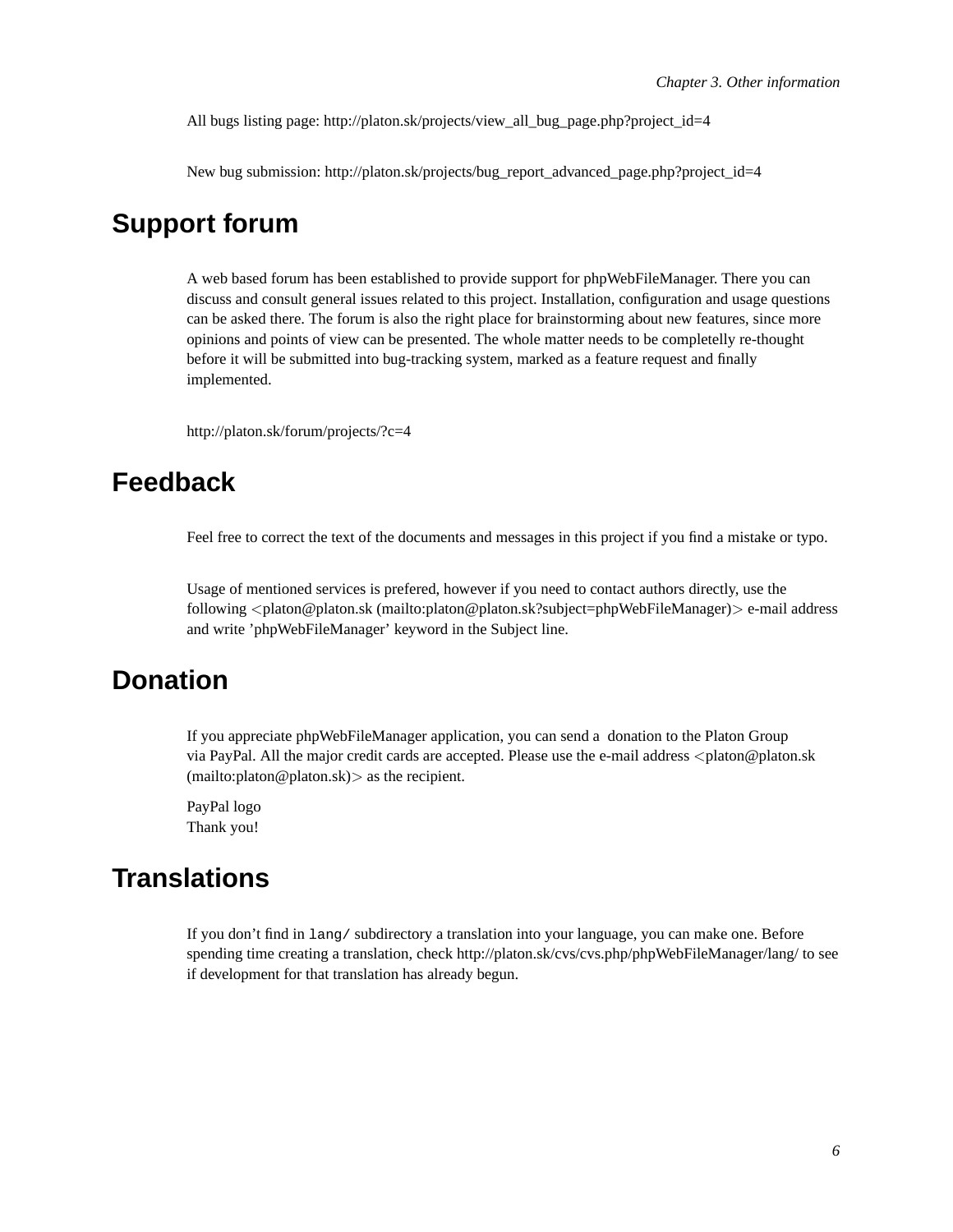All bugs listing page: http://platon.sk/projects/view_all_bug_page.php?project_id=4

New bug submission: http://platon.sk/projects/bug_report_advanced_page.php?project_id=4

## Support forum

A web based forum has been established to provide support for phpWebFileManager. There you can discuss and consult general issues related to this project. Installation, configuration and usage questions can be asked there. The forum is also the right place for brainstorming about new features, since more opinions and points of view can be presented. The whole matter needs to be completelly re-thought before it will be submitted into bug-tracking system, marked as a feature request and finally implemented.

http://platon.sk/forum/projects/?c=4

## Feedback

Feel free to correct the text of the documents and messages in this project if you find a mistake or typo.

Usage of mentioned services is prefered, however if you need to contact authors directly, use the following <platon@platon.sk (mailto:platon@platon.sk?subject=phpWebFileManager)> e-mail address and write 'phpWebFileManager' keyword in the Subject line.

## Donation

If you appreciate phpWebFileManager application, you can send a donation to the Platon Group via PayPal. All the major credit cards are accepted. Please use the e-mail address <platon@platon.sk (mailto:platon@platon.sk)> as the recipient.

PayPal logo
Thank you!

## Translations

If you don't find in `lang/` subdirectory a translation into your language, you can make one. Before spending time creating a translation, check http://platon.sk/cvs/cvs.php/phpWebFileManager/lang/ to see if development for that translation has already begun.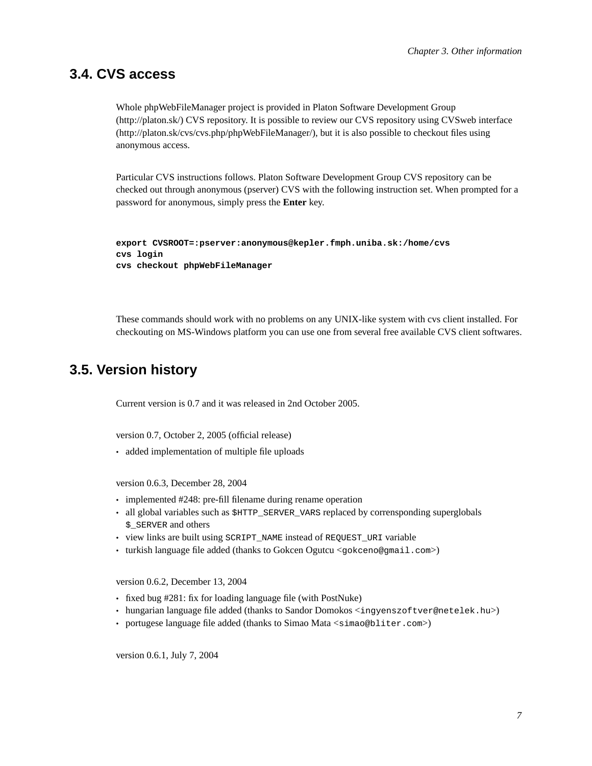## 3.4. CVS access

Whole phpWebFileManager project is provided in Platon Software Development Group (http://platon.sk/) CVS repository. It is possible to review our CVS repository using CVSweb interface (http://platon.sk/cvs/cvs.php/phpWebFileManager/), but it is also possible to checkout files using anonymous access.

Particular CVS instructions follows. Platon Software Development Group CVS repository can be checked out through anonymous (pserver) CVS with the following instruction set. When prompted for a password for anonymous, simply press the **Enter** key.

```
export CVSROOT=:pserver:anonymous@kepler.fmph.uniba.sk:/home/cvs
cvs login
cvs checkout phpWebFileManager
```

These commands should work with no problems on any UNIX-like system with cvs client installed. For checkouting on MS-Windows platform you can use one from several free available CVS client softwares.

## 3.5. Version history

Current version is 0.7 and it was released in 2nd October 2005.

version 0.7, October 2, 2005 (official release)

- added implementation of multiple file uploads

version 0.6.3, December 28, 2004

- implemented #248: pre-fill filename during rename operation
- all global variables such as `$HTTP_SERVER_VARS` replaced by cornesponding superglobals `$_SERVER` and others
- view links are built using `SCRIPT_NAME` instead of `REQUEST_URI` variable
- turkish language file added (thanks to Gokcen Ogutcu <`gokceno@gmail.com`>)

version 0.6.2, December 13, 2004

- fixed bug #281: fix for loading language file (with PostNuke)
- hungarian language file added (thanks to Sandor Domokos <`ingyenszoftver@netelek.hu`>)
- portugese language file added (thanks to Simao Mata <`simao@bliter.com`>)

version 0.6.1, July 7, 2004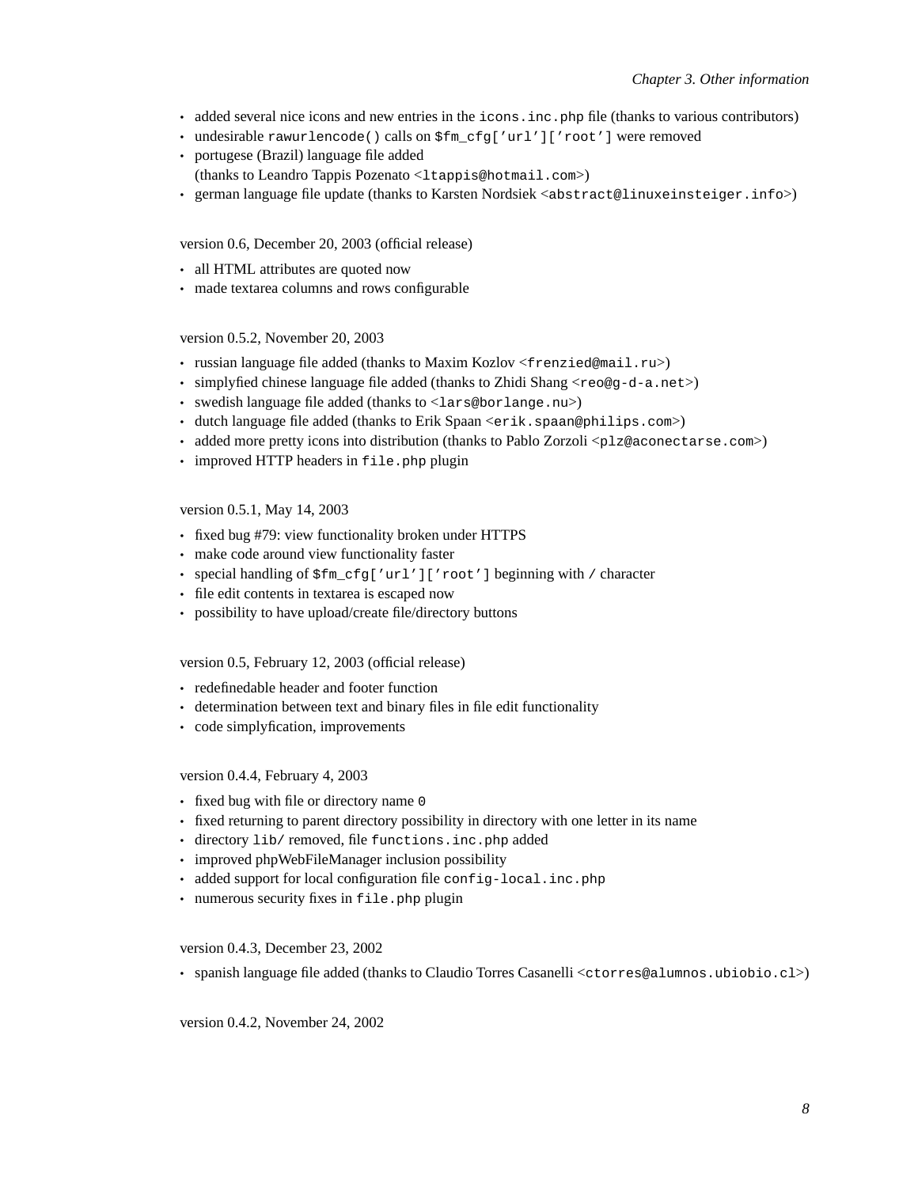- added several nice icons and new entries in the `icons.inc.php` file (thanks to various contributors)
- undesirable `rawurlencode()` calls on `$fm_cfg['url']['root']` were removed
- portugese (Brazil) language file added
  (thanks to Leandro Tappis Pozenato <`ltappis@hotmail.com`>)
- german language file update (thanks to Karsten Nordsiek <`abstract@linuxeinsteiger.info`>)

version 0.6, December 20, 2003 (official release)

- all HTML attributes are quoted now
- made textarea columns and rows configurable

version 0.5.2, November 20, 2003

- russian language file added (thanks to Maxim Kozlov <`frenzied@mail.ru`>)
- simplyfied chinese language file added (thanks to Zhidi Shang <`reo@g-d-a.net`>)
- swedish language file added (thanks to <`lars@borlange.nu`>)
- dutch language file added (thanks to Erik Spaan <`erik.spaan@philips.com`>)
- added more pretty icons into distribution (thanks to Pablo Zorzoli <`plz@aconectarse.com`>)
- improved HTTP headers in `file.php` plugin

version 0.5.1, May 14, 2003

- fixed bug #79: view functionality broken under HTTPS
- make code around view functionality faster
- special handling of `$fm_cfg['url']['root']` beginning with `/` character
- file edit contents in textarea is escaped now
- possibility to have upload/create file/directory buttons

version 0.5, February 12, 2003 (official release)

- redefinedable header and footer function
- determination between text and binary files in file edit functionality
- code simplyfication, improvements

version 0.4.4, February 4, 2003

- fixed bug with file or directory name `0`
- fixed returning to parent directory possibility in directory with one letter in its name
- directory `lib/` removed, file `functions.inc.php` added
- improved phpWebFileManager inclusion possibility
- added support for local configuration file `config-local.inc.php`
- numerous security fixes in `file.php` plugin

version 0.4.3, December 23, 2002

- spanish language file added (thanks to Claudio Torres Casanelli <`ctorres@alumnos.ubiobio.cl`>)

version 0.4.2, November 24, 2002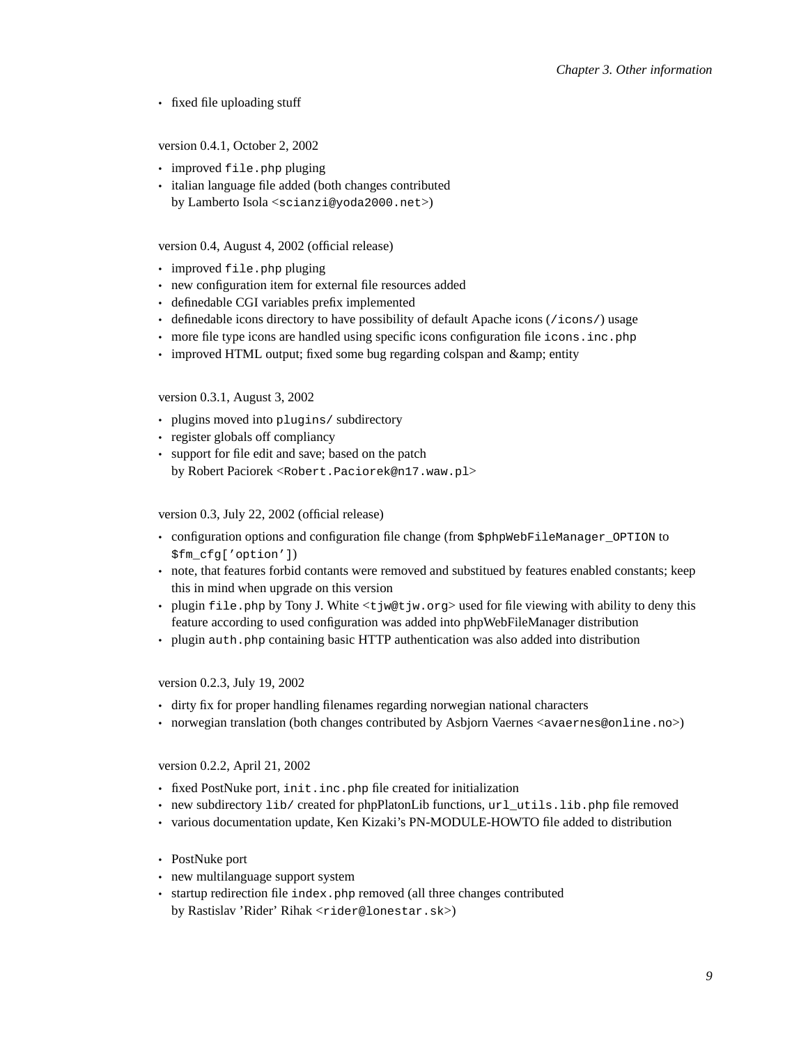- fixed file uploading stuff

version 0.4.1, October 2, 2002

- improved `file.php` pluging
- italian language file added (both changes contributed by Lamberto Isola <`scianzi@yoda2000.net`>)

version 0.4, August 4, 2002 (official release)

- improved `file.php` pluging
- new configuration item for external file resources added
- definedable CGI variables prefix implemented
- definedable icons directory to have possibility of default Apache icons (`/icons/`) usage
- more file type icons are handled using specific icons configuration file `icons.inc.php`
- improved HTML output; fixed some bug regarding colspan and &amp; entity

version 0.3.1, August 3, 2002

- plugins moved into `plugins/` subdirectory
- register globals off compliancy
- support for file edit and save; based on the patch by Robert Paciorek <`Robert.Paciorek@n17.waw.pl`>

version 0.3, July 22, 2002 (official release)

- configuration options and configuration file change (from `$phpWebFileManager_OPTION` to `$fm_cfg['option']`)
- note, that features forbid contants were removed and substitued by features enabled constants; keep this in mind when upgrade on this version
- plugin `file.php` by Tony J. White <`tjw@tjw.org`> used for file viewing with ability to deny this feature according to used configuration was added into phpWebFileManager distribution
- plugin `auth.php` containing basic HTTP authentication was also added into distribution

version 0.2.3, July 19, 2002

- dirty fix for proper handling filenames regarding norwegian national characters
- norwegian translation (both changes contributed by Asbjorn Vaernes <`avaernes@online.no`>)

version 0.2.2, April 21, 2002

- fixed PostNuke port, `init.inc.php` file created for initialization
- new subdirectory `lib/` created for phpPlatonLib functions, `url_utils.lib.php` file removed
- various documentation update, Ken Kizaki's PN-MODULE-HOWTO file added to distribution

- PostNuke port
- new multilanguage support system
- startup redirection file `index.php` removed (all three changes contributed by Rastislav 'Rider' Rihak <`rider@lonestar.sk`>)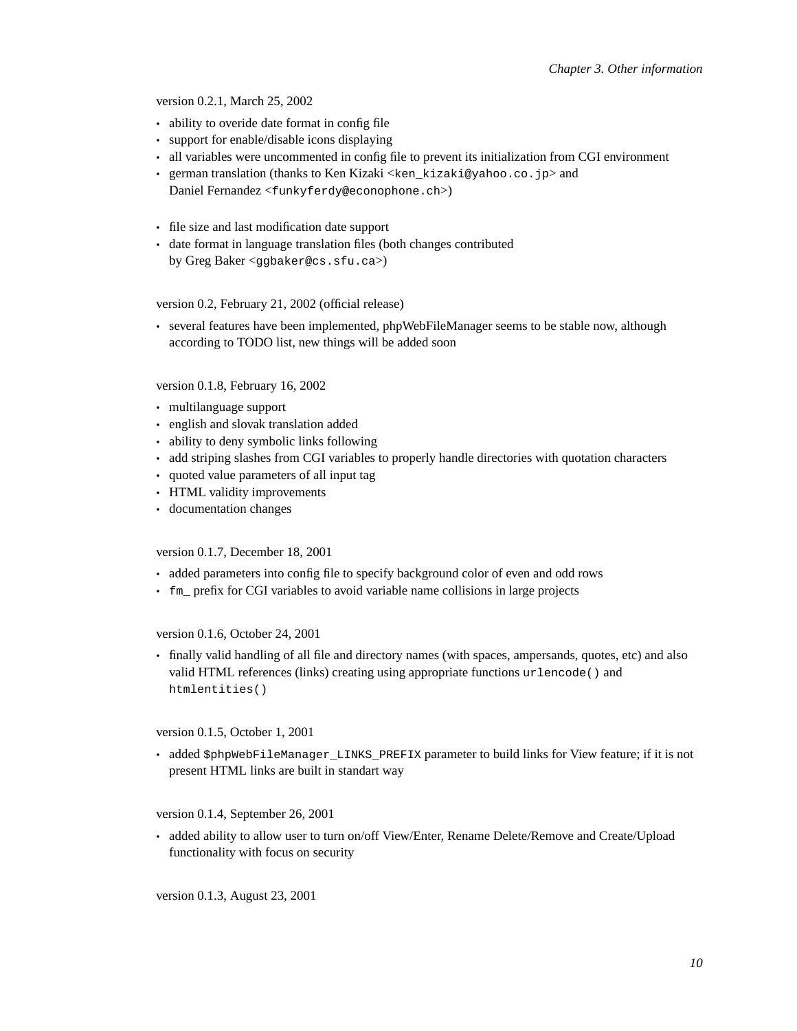version 0.2.1, March 25, 2002

- ability to overide date format in config file
- support for enable/disable icons displaying
- all variables were uncommented in config file to prevent its initialization from CGI environment
- german translation (thanks to Ken Kizaki <`ken_kizaki@yahoo.co.jp`> and Daniel Fernandez <`funkyferdy@econophone.ch`>)

- file size and last modification date support
- date format in language translation files (both changes contributed by Greg Baker <`ggbaker@cs.sfu.ca`>)

version 0.2, February 21, 2002 (official release)

- several features have been implemented, phpWebFileManager seems to be stable now, although according to TODO list, new things will be added soon

version 0.1.8, February 16, 2002

- multilanguage support
- english and slovak translation added
- ability to deny symbolic links following
- add striping slashes from CGI variables to properly handle directories with quotation characters
- quoted value parameters of all input tag
- HTML validity improvements
- documentation changes

version 0.1.7, December 18, 2001

- added parameters into config file to specify background color of even and odd rows
- `fm_` prefix for CGI variables to avoid variable name collisions in large projects

version 0.1.6, October 24, 2001

- finally valid handling of all file and directory names (with spaces, ampersands, quotes, etc) and also valid HTML references (links) creating using appropriate functions `urlencode()` and `htmlentities()`

version 0.1.5, October 1, 2001

- added `$phpWebFileManager_LINKS_PREFIX` parameter to build links for View feature; if it is not present HTML links are built in standart way

version 0.1.4, September 26, 2001

- added ability to allow user to turn on/off View/Enter, Rename Delete/Remove and Create/Upload functionality with focus on security

version 0.1.3, August 23, 2001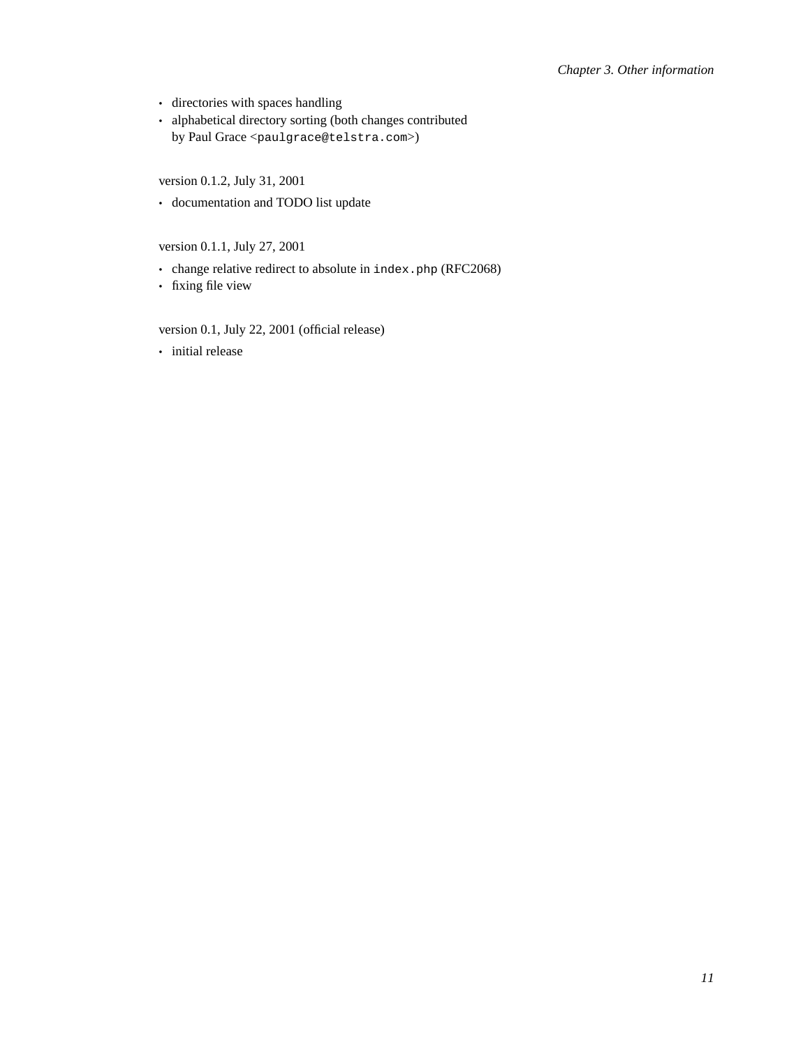- directories with spaces handling
- alphabetical directory sorting (both changes contributed by Paul Grace <`paulgrace@telstra.com`>)

version 0.1.2, July 31, 2001

- documentation and TODO list update

version 0.1.1, July 27, 2001

- change relative redirect to absolute in `index.php` (RFC2068)
- fixing file view

version 0.1, July 22, 2001 (official release)

- initial release